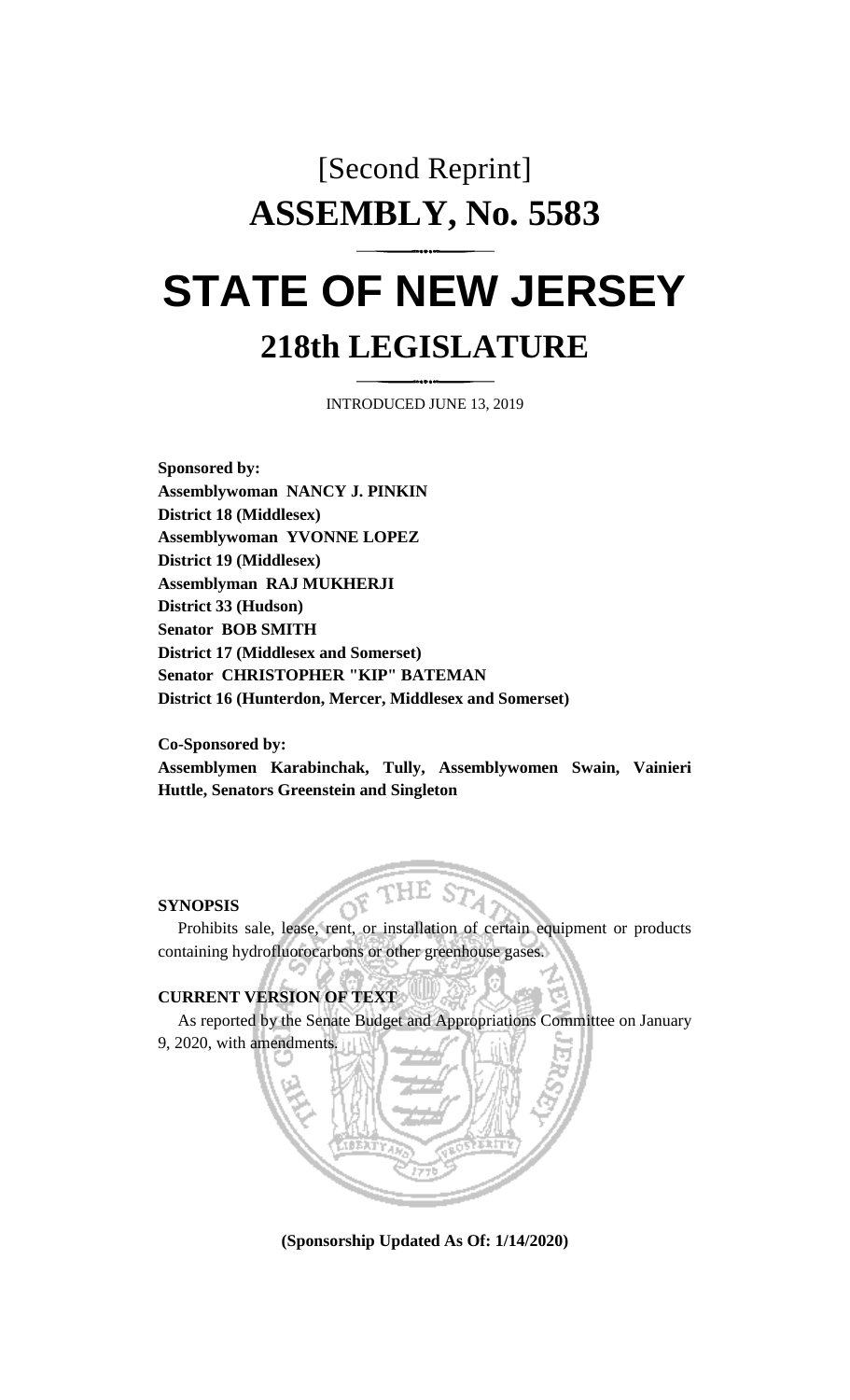[Second Reprint]

# ASSEMBLY, No. 5583

# STATE OF NEW JERSEY

## 218th LEGISLATURE

INTRODUCED JUNE 13, 2019

**Sponsored by:**
**Assemblywoman NANCY J. PINKIN**
**District 18 (Middlesex)**
**Assemblywoman YVONNE LOPEZ**
**District 19 (Middlesex)**
**Assemblyman RAJ MUKHERJI**
**District 33 (Hudson)**
**Senator BOB SMITH**
**District 17 (Middlesex and Somerset)**
**Senator CHRISTOPHER "KIP" BATEMAN**
**District 16 (Hunterdon, Mercer, Middlesex and Somerset)**

**Co-Sponsored by:**
**Assemblymen Karabinchak, Tully, Assemblywomen Swain, Vainieri Huttle, Senators Greenstein and Singleton**

**SYNOPSIS**

Prohibits sale, lease, rent, or installation of certain equipment or products containing hydrofluorocarbons or other greenhouse gases.

**CURRENT VERSION OF TEXT**

As reported by the Senate Budget and Appropriations Committee on January 9, 2020, with amendments.

**(Sponsorship Updated As Of: 1/14/2020)**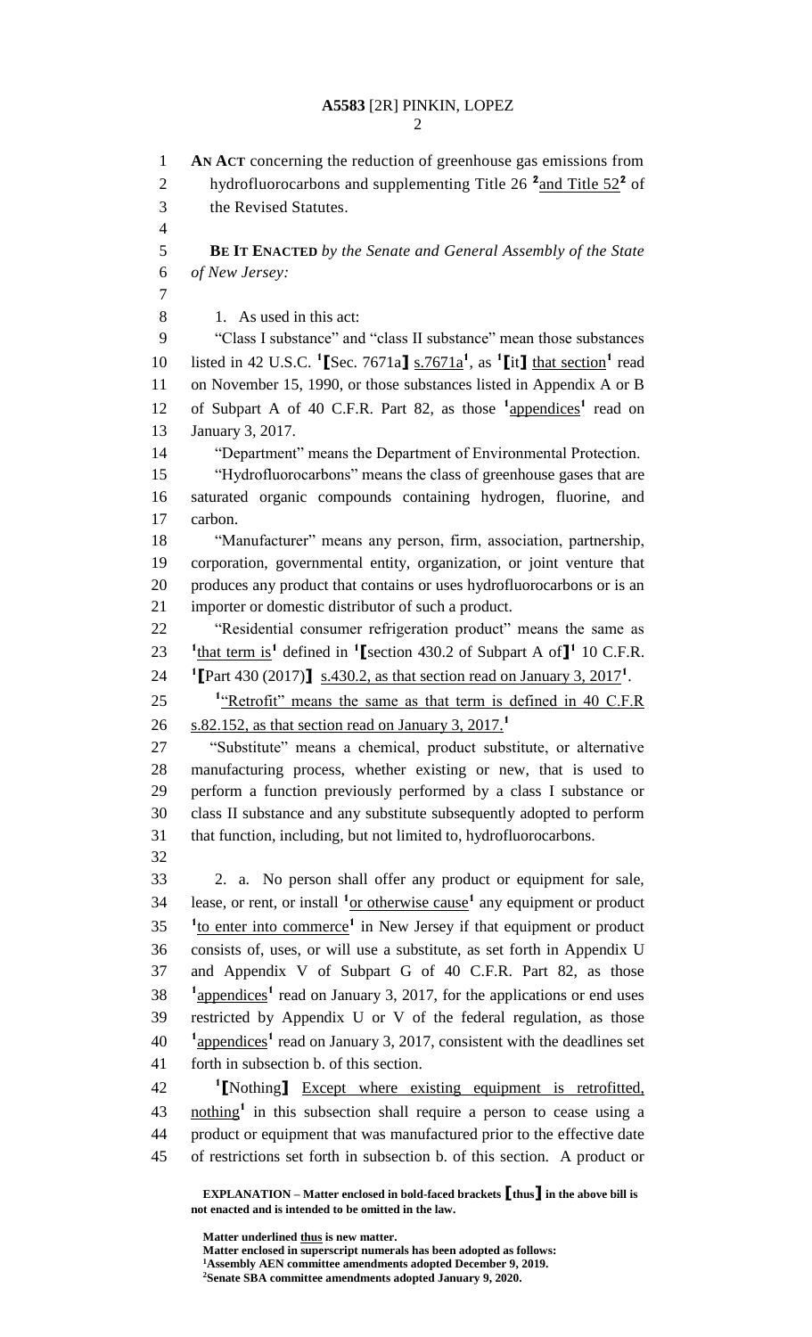**AN ACT** concerning the reduction of greenhouse gas emissions from hydrofluorocarbons and supplementing Title 26 [2]and Title 52[2] of the Revised Statutes.

**BE IT ENACTED** *by the Senate and General Assembly of the State of New Jersey:*

1. As used in this act:

"Class I substance" and "class II substance" mean those substances listed in 42 U.S.C. [1]**[**Sec. 7671a**]** s.7671a[1], as [1]**[**it**]** that section[1] read on November 15, 1990, or those substances listed in Appendix A or B of Subpart A of 40 C.F.R. Part 82, as those [1]appendices[1] read on January 3, 2017.

"Department" means the Department of Environmental Protection.

"Hydrofluorocarbons" means the class of greenhouse gases that are saturated organic compounds containing hydrogen, fluorine, and carbon.

"Manufacturer" means any person, firm, association, partnership, corporation, governmental entity, organization, or joint venture that produces any product that contains or uses hydrofluorocarbons or is an importer or domestic distributor of such a product.

"Residential consumer refrigeration product" means the same as [1]that term is[1] defined in [1]**[**section 430.2 of Subpart A of**]**[1] 10 C.F.R. [1]**[**Part 430 (2017)**]** s.430.2, as that section read on January 3, 2017[1].

[1]"Retrofit" means the same as that term is defined in 40 C.F.R s.82.152, as that section read on January 3, 2017.[1]

"Substitute" means a chemical, product substitute, or alternative manufacturing process, whether existing or new, that is used to perform a function previously performed by a class I substance or class II substance and any substitute subsequently adopted to perform that function, including, but not limited to, hydrofluorocarbons.

2. a. No person shall offer any product or equipment for sale, lease, or rent, or install [1]or otherwise cause[1] any equipment or product [1]to enter into commerce[1] in New Jersey if that equipment or product consists of, uses, or will use a substitute, as set forth in Appendix U and Appendix V of Subpart G of 40 C.F.R. Part 82, as those [1]appendices[1] read on January 3, 2017, for the applications or end uses restricted by Appendix U or V of the federal regulation, as those [1]appendices[1] read on January 3, 2017, consistent with the deadlines set forth in subsection b. of this section.

[1]**[**Nothing**]** Except where existing equipment is retrofitted, nothing[1] in this subsection shall require a person to cease using a product or equipment that was manufactured prior to the effective date of restrictions set forth in subsection b. of this section. A product or

**EXPLANATION – Matter enclosed in bold-faced brackets [thus] in the above bill is not enacted and is intended to be omitted in the law.**

**Matter underlined thus is new matter.**
**Matter enclosed in superscript numerals has been adopted as follows:**
[1]**Assembly AEN committee amendments adopted December 9, 2019.**
[2]**Senate SBA committee amendments adopted January 9, 2020.**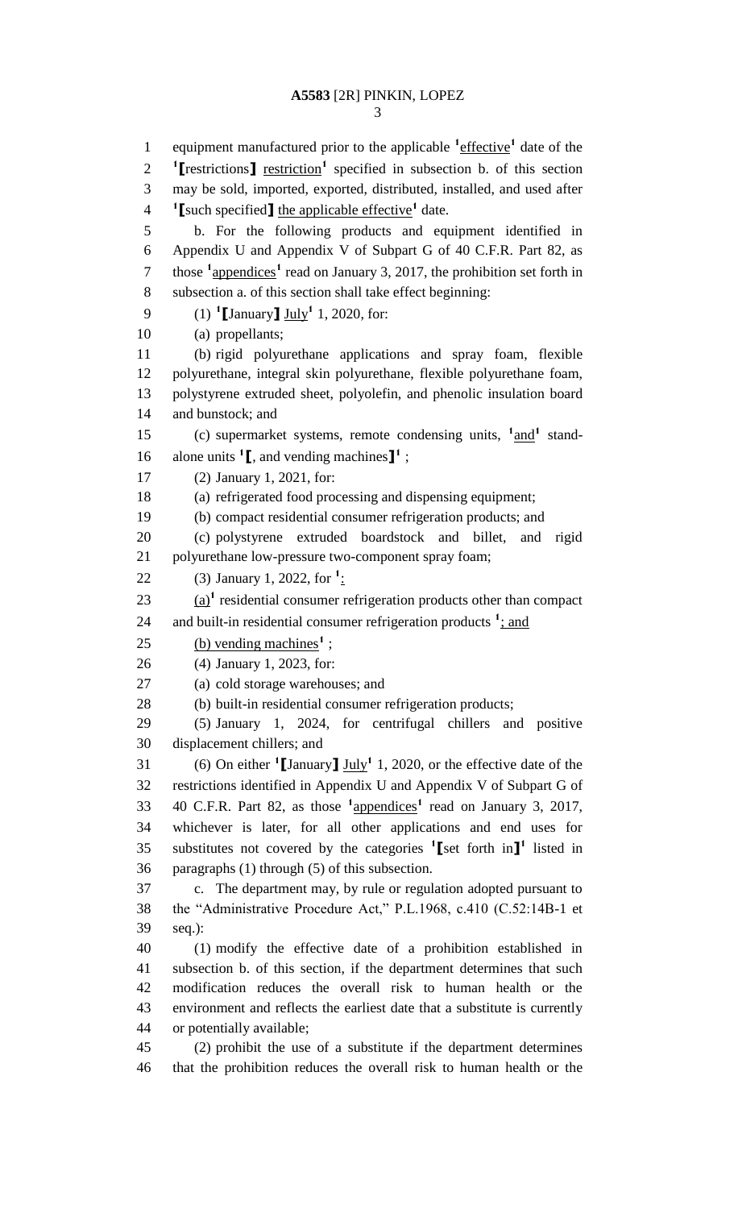equipment manufactured prior to the applicable [1]effective[1] date of the [1][restrictions] restriction[1] specified in subsection b. of this section may be sold, imported, exported, distributed, installed, and used after [1][such specified] the applicable effective[1] date.

b. For the following products and equipment identified in Appendix U and Appendix V of Subpart G of 40 C.F.R. Part 82, as those [1]appendices[1] read on January 3, 2017, the prohibition set forth in subsection a. of this section shall take effect beginning:

(1) [1][January] July[1] 1, 2020, for:

(a) propellants;

(b) rigid polyurethane applications and spray foam, flexible polyurethane, integral skin polyurethane, flexible polyurethane foam, polystyrene extruded sheet, polyolefin, and phenolic insulation board and bunstock; and

(c) supermarket systems, remote condensing units, [1]and[1] stand-alone units [1][, and vending machines][1] ;

(2) January 1, 2021, for:

(a) refrigerated food processing and dispensing equipment;

(b) compact residential consumer refrigeration products; and

(c) polystyrene extruded boardstock and billet, and rigid polyurethane low-pressure two-component spray foam;

(3) January 1, 2022, for [1]:

(a)[1] residential consumer refrigeration products other than compact and built-in residential consumer refrigeration products [1]; and

(b) vending machines[1] ;

(4) January 1, 2023, for:

(a) cold storage warehouses; and

(b) built-in residential consumer refrigeration products;

(5) January 1, 2024, for centrifugal chillers and positive displacement chillers; and

(6) On either [1][January] July[1] 1, 2020, or the effective date of the restrictions identified in Appendix U and Appendix V of Subpart G of 40 C.F.R. Part 82, as those [1]appendices[1] read on January 3, 2017, whichever is later, for all other applications and end uses for substitutes not covered by the categories [1][set forth in][1] listed in paragraphs (1) through (5) of this subsection.

c. The department may, by rule or regulation adopted pursuant to the "Administrative Procedure Act," P.L.1968, c.410 (C.52:14B-1 et seq.):

(1) modify the effective date of a prohibition established in subsection b. of this section, if the department determines that such modification reduces the overall risk to human health or the environment and reflects the earliest date that a substitute is currently or potentially available;

(2) prohibit the use of a substitute if the department determines that the prohibition reduces the overall risk to human health or the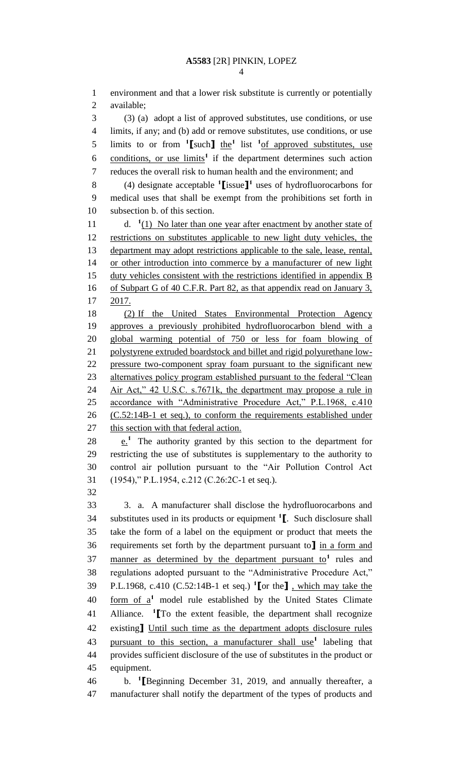environment and that a lower risk substitute is currently or potentially available;

(3) (a) adopt a list of approved substitutes, use conditions, or use limits, if any; and (b) add or remove substitutes, use conditions, or use limits to or from [1][such] the[1] list [1]of approved substitutes, use conditions, or use limits[1] if the department determines such action reduces the overall risk to human health and the environment; and

(4) designate acceptable [1][issue][1] uses of hydrofluorocarbons for medical uses that shall be exempt from the prohibitions set forth in subsection b. of this section.

d. [1](1) No later than one year after enactment by another state of restrictions on substitutes applicable to new light duty vehicles, the department may adopt restrictions applicable to the sale, lease, rental, or other introduction into commerce by a manufacturer of new light duty vehicles consistent with the restrictions identified in appendix B of Subpart G of 40 C.F.R. Part 82, as that appendix read on January 3, 2017.

(2) If the United States Environmental Protection Agency approves a previously prohibited hydrofluorocarbon blend with a global warming potential of 750 or less for foam blowing of polystyrene extruded boardstock and billet and rigid polyurethane low-pressure two-component spray foam pursuant to the significant new alternatives policy program established pursuant to the federal "Clean Air Act," 42 U.S.C. s.7671k, the department may propose a rule in accordance with "Administrative Procedure Act," P.L.1968, c.410 (C.52:14B-1 et seq.), to conform the requirements established under this section with that federal action.

e.[1] The authority granted by this section to the department for restricting the use of substitutes is supplementary to the authority to control air pollution pursuant to the "Air Pollution Control Act (1954)," P.L.1954, c.212 (C.26:2C-1 et seq.).

3. a. A manufacturer shall disclose the hydrofluorocarbons and substitutes used in its products or equipment [1][. Such disclosure shall take the form of a label on the equipment or product that meets the requirements set forth by the department pursuant to] in a form and manner as determined by the department pursuant to[1] rules and regulations adopted pursuant to the "Administrative Procedure Act," P.L.1968, c.410 (C.52:14B-1 et seq.) [1][or the] , which may take the form of a[1] model rule established by the United States Climate Alliance. [1][To the extent feasible, the department shall recognize existing] Until such time as the department adopts disclosure rules pursuant to this section, a manufacturer shall use[1] labeling that provides sufficient disclosure of the use of substitutes in the product or equipment.

b. [1][Beginning December 31, 2019, and annually thereafter, a manufacturer shall notify the department of the types of products and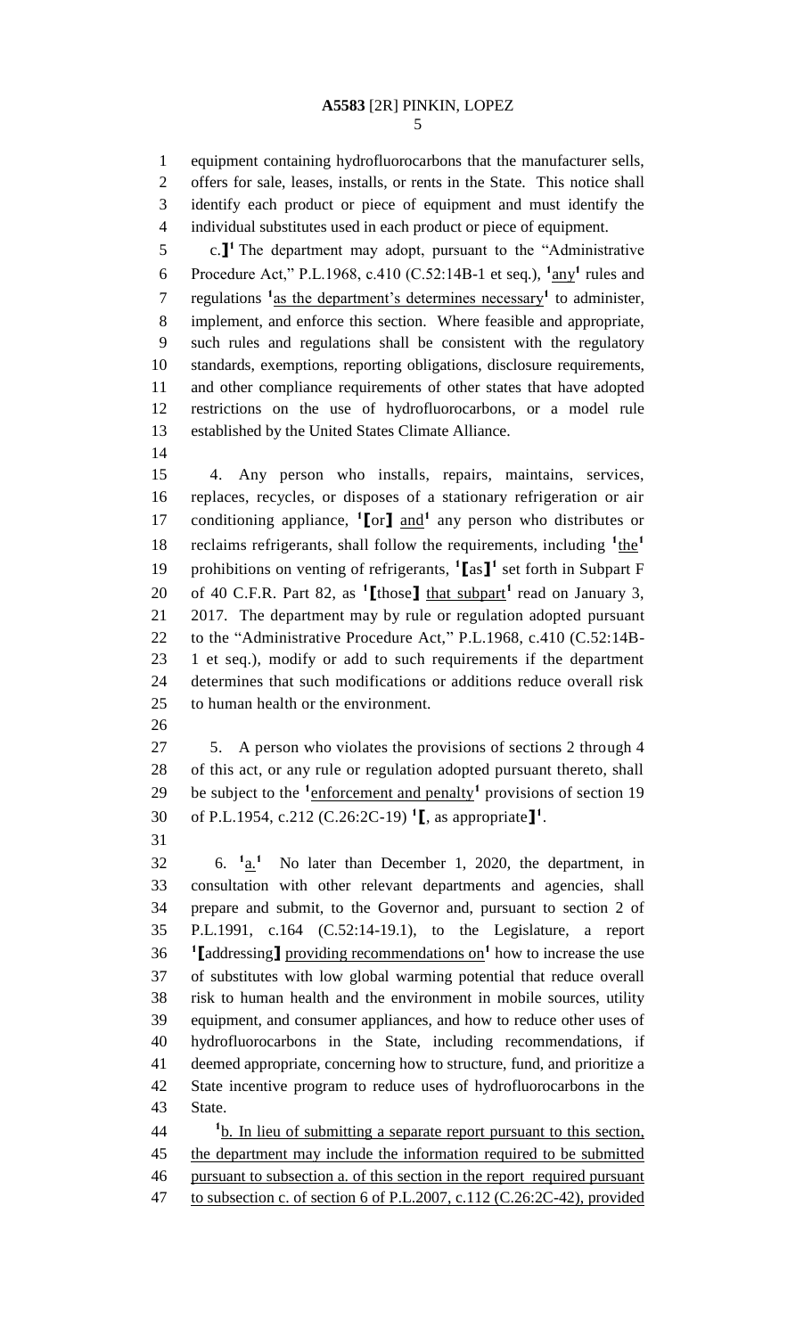equipment containing hydrofluorocarbons that the manufacturer sells, offers for sale, leases, installs, or rents in the State. This notice shall identify each product or piece of equipment and must identify the individual substitutes used in each product or piece of equipment.

c.】[1] The department may adopt, pursuant to the "Administrative Procedure Act," P.L.1968, c.410 (C.52:14B-1 et seq.), [1]any[1] rules and regulations [1]as the department's determines necessary[1] to administer, implement, and enforce this section. Where feasible and appropriate, such rules and regulations shall be consistent with the regulatory standards, exemptions, reporting obligations, disclosure requirements, and other compliance requirements of other states that have adopted restrictions on the use of hydrofluorocarbons, or a model rule established by the United States Climate Alliance.

4. Any person who installs, repairs, maintains, services, replaces, recycles, or disposes of a stationary refrigeration or air conditioning appliance, [1]【or】 and[1] any person who distributes or reclaims refrigerants, shall follow the requirements, including [1]the[1] prohibitions on venting of refrigerants, [1]【as】[1] set forth in Subpart F of 40 C.F.R. Part 82, as [1]【those】 that subpart[1] read on January 3, 2017. The department may by rule or regulation adopted pursuant to the "Administrative Procedure Act," P.L.1968, c.410 (C.52:14B-1 et seq.), modify or add to such requirements if the department determines that such modifications or additions reduce overall risk to human health or the environment.

5. A person who violates the provisions of sections 2 through 4 of this act, or any rule or regulation adopted pursuant thereto, shall be subject to the [1]enforcement and penalty[1] provisions of section 19 of P.L.1954, c.212 (C.26:2C-19) [1]【, as appropriate】[1].

6. [1]a.[1] No later than December 1, 2020, the department, in consultation with other relevant departments and agencies, shall prepare and submit, to the Governor and, pursuant to section 2 of P.L.1991, c.164 (C.52:14-19.1), to the Legislature, a report [1]【addressing】 providing recommendations on[1] how to increase the use of substitutes with low global warming potential that reduce overall risk to human health and the environment in mobile sources, utility equipment, and consumer appliances, and how to reduce other uses of hydrofluorocarbons in the State, including recommendations, if deemed appropriate, concerning how to structure, fund, and prioritize a State incentive program to reduce uses of hydrofluorocarbons in the State.

[1]b. In lieu of submitting a separate report pursuant to this section, the department may include the information required to be submitted pursuant to subsection a. of this section in the report required pursuant to subsection c. of section 6 of P.L.2007, c.112 (C.26:2C-42), provided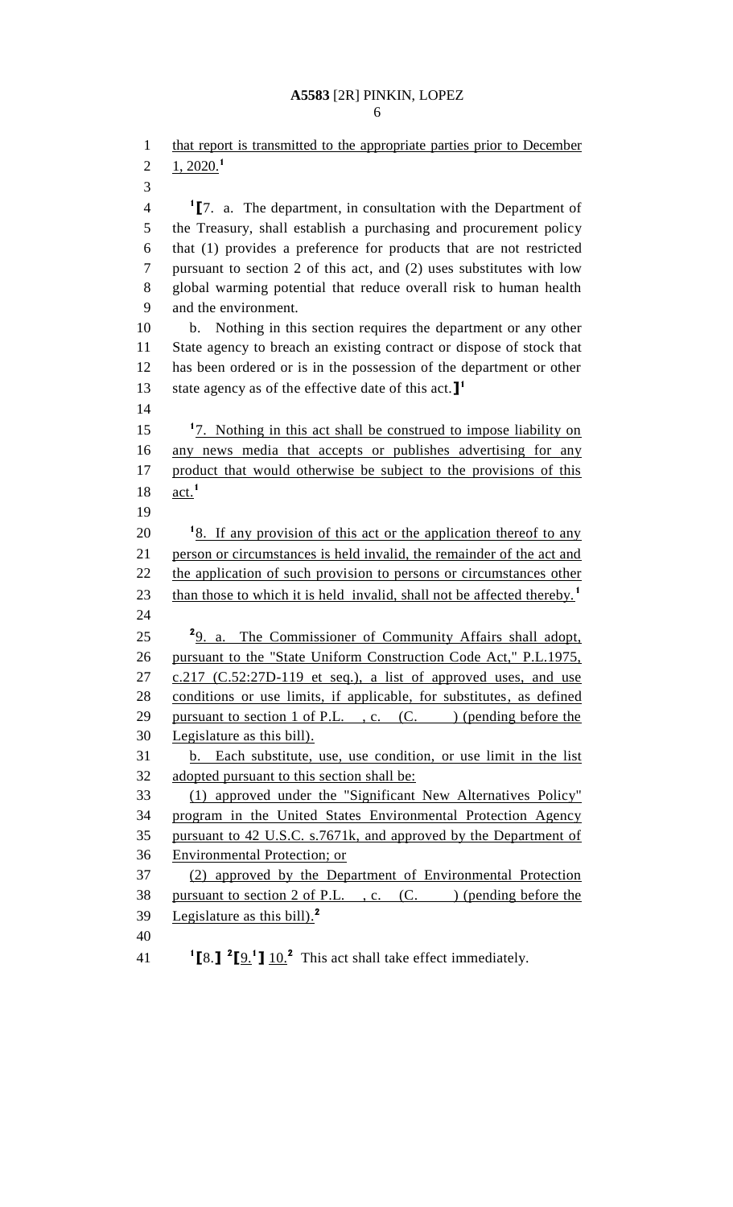that report is transmitted to the appropriate parties prior to December 1, 2020.[1]

[1][7. a. The department, in consultation with the Department of the Treasury, shall establish a purchasing and procurement policy that (1) provides a preference for products that are not restricted pursuant to section 2 of this act, and (2) uses substitutes with low global warming potential that reduce overall risk to human health and the environment.

b. Nothing in this section requires the department or any other State agency to breach an existing contract or dispose of stock that has been ordered or is in the possession of the department or other state agency as of the effective date of this act.][1]

[1]7. Nothing in this act shall be construed to impose liability on any news media that accepts or publishes advertising for any product that would otherwise be subject to the provisions of this act.[1]

[1]8. If any provision of this act or the application thereof to any person or circumstances is held invalid, the remainder of the act and the application of such provision to persons or circumstances other than those to which it is held invalid, shall not be affected thereby.[1]

[2]9. a. The Commissioner of Community Affairs shall adopt, pursuant to the "State Uniform Construction Code Act," P.L.1975, c.217 (C.52:27D-119 et seq.), a list of approved uses, and use conditions or use limits, if applicable, for substitutes, as defined pursuant to section 1 of P.L. , c. (C. ) (pending before the Legislature as this bill).

b. Each substitute, use, use condition, or use limit in the list adopted pursuant to this section shall be:

(1) approved under the "Significant New Alternatives Policy" program in the United States Environmental Protection Agency pursuant to 42 U.S.C. s.7671k, and approved by the Department of Environmental Protection; or

(2) approved by the Department of Environmental Protection pursuant to section 2 of P.L. , c. (C. ) (pending before the Legislature as this bill).[2]

[1][8.] [2][9.[1]] 10.[2] This act shall take effect immediately.